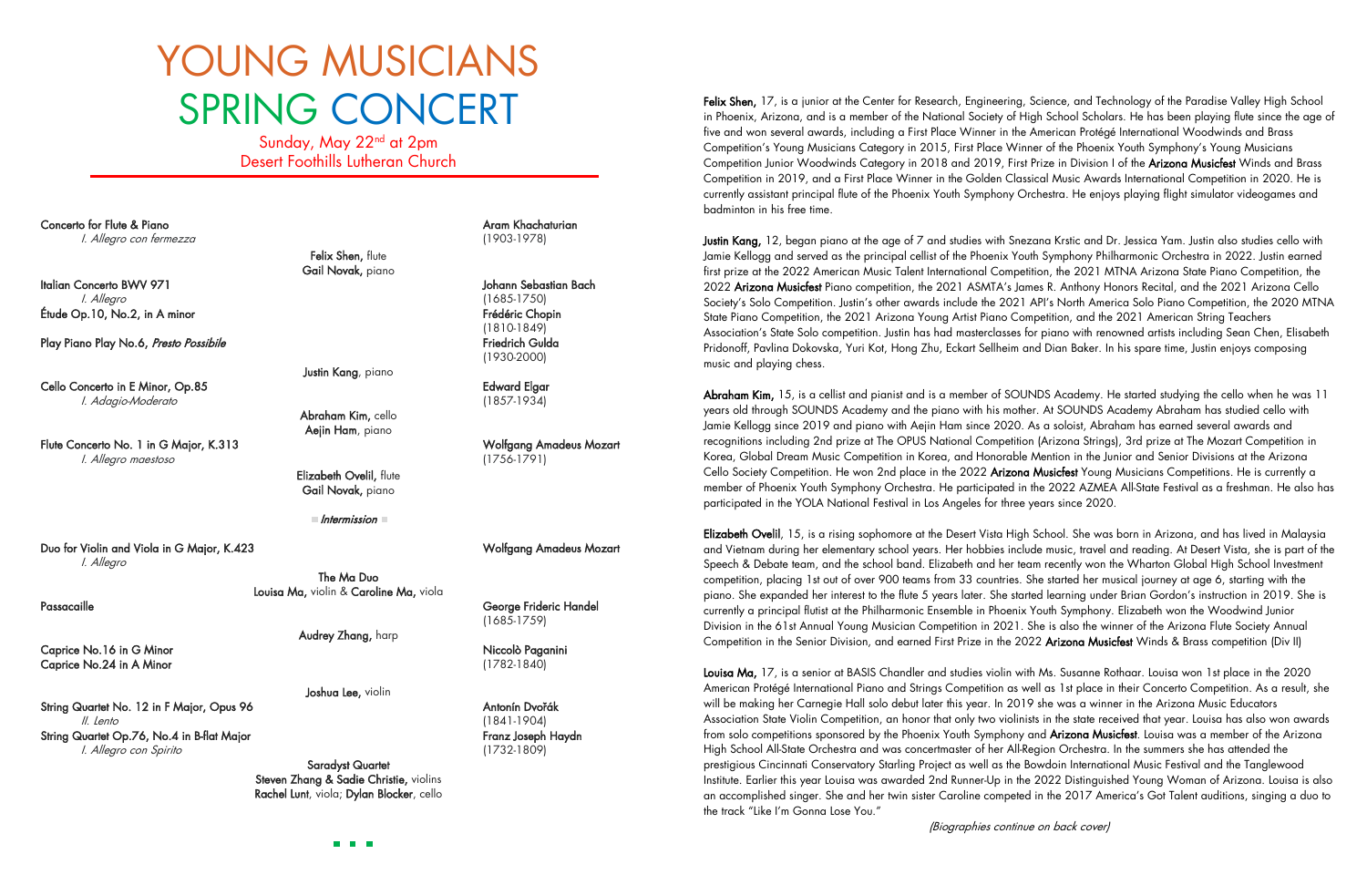# YOUNG MUSICIANS SPRING CONCERT

Sunday, May 22nd at 2pm
Desert Foothills Lutheran Church

**Concerto for Flute & Piano** — **Aram Khachaturian** (1903-1978)
*I. Allegro con fermezza*

**Felix Shen,** flute
**Gail Novak,** piano

**Italian Concerto BWV 971** — **Johann Sebastian Bach** (1685-1750)
*I. Allegro*

**Étude Op.10, No.2, in A minor** — **Frédéric Chopin** (1810-1849)

**Play Piano Play No.6, *Presto Possibile*** — **Friedrich Gulda** (1930-2000)

**Justin Kang**, piano

**Cello Concerto in E Minor, Op.85** — **Edward Elgar** (1857-1934)
*I. Adagio-Moderato*

**Abraham Kim,** cello
**Aejin Ham**, piano

**Flute Concerto No. 1 in G Major, K.313** — **Wolfgang Amadeus Mozart** (1756-1791)
*I. Allegro maestoso*

**Elizabeth Ovelil,** flute
**Gail Novak,** piano

*Intermission*

**Duo for Violin and Viola in G Major, K.423** — **Wolfgang Amadeus Mozart**
*I. Allegro*

**The Ma Duo**
**Louisa Ma,** violin & **Caroline Ma,** viola

**Passacaille** — **George Frideric Handel** (1685-1759)

**Audrey Zhang,** harp

**Caprice No.16 in G Minor**
**Caprice No.24 in A Minor** — **Niccolò Paganini** (1782-1840)

**Joshua Lee,** violin

**String Quartet No. 12 in F Major, Opus 96** — **Antonín Dvořák** (1841-1904)
*II. Lento*

**String Quartet Op.76, No.4 in B-flat Major** — **Franz Joseph Haydn** (1732-1809)
*I. Allegro con Spirito*

**Saradyst Quartet**
**Steven Zhang & Sadie Christie,** violins
**Rachel Lunt**, viola; **Dylan Blocker**, cello

---

**Felix Shen,** 17, is a junior at the Center for Research, Engineering, Science, and Technology of the Paradise Valley High School in Phoenix, Arizona, and is a member of the National Society of High School Scholars. He has been playing flute since the age of five and won several awards, including a First Place Winner in the American Protégé International Woodwinds and Brass Competition's Young Musicians Category in 2015, First Place Winner of the Phoenix Youth Symphony's Young Musicians Competition Junior Woodwinds Category in 2018 and 2019, First Prize in Division I of the **Arizona Musicfest** Winds and Brass Competition in 2019, and a First Place Winner in the Golden Classical Music Awards International Competition in 2020. He is currently assistant principal flute of the Phoenix Youth Symphony Orchestra. He enjoys playing flight simulator videogames and badminton in his free time.

**Justin Kang,** 12, began piano at the age of 7 and studies with Snezana Krstic and Dr. Jessica Yam. Justin also studies cello with Jamie Kellogg and served as the principal cellist of the Phoenix Youth Symphony Philharmonic Orchestra in 2022. Justin earned first prize at the 2022 American Music Talent International Competition, the 2021 MTNA Arizona State Piano Competition, the 2022 **Arizona Musicfest** Piano competition, the 2021 ASMTA's James R. Anthony Honors Recital, and the 2021 Arizona Cello Society's Solo Competition. Justin's other awards include the 2021 API's North America Solo Piano Competition, the 2020 MTNA State Piano Competition, the 2021 Arizona Young Artist Piano Competition, and the 2021 American String Teachers Association's State Solo competition. Justin has had masterclasses for piano with renowned artists including Sean Chen, Elisabeth Pridonoff, Pavlina Dokovska, Yuri Kot, Hong Zhu, Eckart Sellheim and Dian Baker. In his spare time, Justin enjoys composing music and playing chess.

**Abraham Kim,** 15, is a cellist and pianist and is a member of SOUNDS Academy. He started studying the cello when he was 11 years old through SOUNDS Academy and the piano with his mother. At SOUNDS Academy Abraham has studied cello with Jamie Kellogg since 2019 and piano with Aejin Ham since 2020. As a soloist, Abraham has earned several awards and recognitions including 2nd prize at The OPUS National Competition (Arizona Strings), 3rd prize at The Mozart Competition in Korea, Global Dream Music Competition in Korea, and Honorable Mention in the Junior and Senior Divisions at the Arizona Cello Society Competition. He won 2nd place in the 2022 **Arizona Musicfest** Young Musicians Competitions. He is currently a member of Phoenix Youth Symphony Orchestra. He participated in the 2022 AZMEA All-State Festival as a freshman. He also has participated in the YOLA National Festival in Los Angeles for three years since 2020.

**Elizabeth Ovelil**, 15, is a rising sophomore at the Desert Vista High School. She was born in Arizona, and has lived in Malaysia and Vietnam during her elementary school years. Her hobbies include music, travel and reading. At Desert Vista, she is part of the Speech & Debate team, and the school band. Elizabeth and her team recently won the Wharton Global High School Investment competition, placing 1st out of over 900 teams from 33 countries. She started her musical journey at age 6, starting with the piano. She expanded her interest to the flute 5 years later. She started learning under Brian Gordon's instruction in 2019. She is currently a principal flutist at the Philharmonic Ensemble in Phoenix Youth Symphony. Elizabeth won the Woodwind Junior Division in the 61st Annual Young Musician Competition in 2021. She is also the winner of the Arizona Flute Society Annual Competition in the Senior Division, and earned First Prize in the 2022 **Arizona Musicfest** Winds & Brass competition (Div II)

**Louisa Ma,** 17, is a senior at BASIS Chandler and studies violin with Ms. Susanne Rothaar. Louisa won 1st place in the 2020 American Protégé International Piano and Strings Competition as well as 1st place in their Concerto Competition. As a result, she will be making her Carnegie Hall solo debut later this year. In 2019 she was a winner in the Arizona Music Educators Association State Violin Competition, an honor that only two violinists in the state received that year. Louisa has also won awards from solo competitions sponsored by the Phoenix Youth Symphony and **Arizona Musicfest**. Louisa was a member of the Arizona High School All-State Orchestra and was concertmaster of her All-Region Orchestra. In the summers she has attended the prestigious Cincinnati Conservatory Starling Project as well as the Bowdoin International Music Festival and the Tanglewood Institute. Earlier this year Louisa was awarded 2nd Runner-Up in the 2022 Distinguished Young Woman of Arizona. Louisa is also an accomplished singer. She and her twin sister Caroline competed in the 2017 America's Got Talent auditions, singing a duo to the track "Like I'm Gonna Lose You."

*(Biographies continue on back cover)*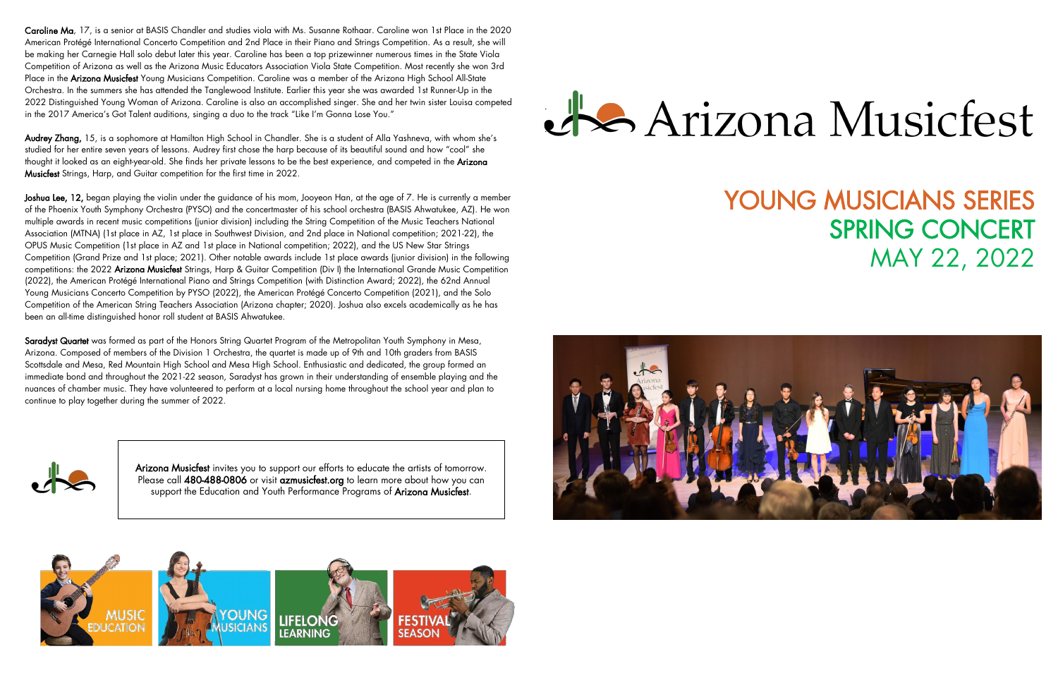**Caroline Ma**, 17, is a senior at BASIS Chandler and studies viola with Ms. Susanne Rothaar. Caroline won 1st Place in the 2020 American Protégé International Concerto Competition and 2nd Place in their Piano and Strings Competition. As a result, she will be making her Carnegie Hall solo debut later this year. Caroline has been a top prizewinner numerous times in the State Viola Competition of Arizona as well as the Arizona Music Educators Association Viola State Competition. Most recently she won 3rd Place in the **Arizona Musicfest** Young Musicians Competition. Caroline was a member of the Arizona High School All-State Orchestra. In the summers she has attended the Tanglewood Institute. Earlier this year she was awarded 1st Runner-Up in the 2022 Distinguished Young Woman of Arizona. Caroline is also an accomplished singer. She and her twin sister Louisa competed in the 2017 America's Got Talent auditions, singing a duo to the track "Like I'm Gonna Lose You."

**Audrey Zhang,** 15, is a sophomore at Hamilton High School in Chandler. She is a student of Alla Yashneva, with whom she's studied for her entire seven years of lessons. Audrey first chose the harp because of its beautiful sound and how "cool" she thought it looked as an eight-year-old. She finds her private lessons to be the best experience, and competed in the **Arizona Musicfest** Strings, Harp, and Guitar competition for the first time in 2022.

**Joshua Lee, 12,** began playing the violin under the guidance of his mom, Jooyeon Han, at the age of 7. He is currently a member of the Phoenix Youth Symphony Orchestra (PYSO) and the concertmaster of his school orchestra (BASIS Ahwatukee, AZ). He won multiple awards in recent music competitions (junior division) including the String Competition of the Music Teachers National Association (MTNA) (1st place in AZ, 1st place in Southwest Division, and 2nd place in National competition; 2021-22), the OPUS Music Competition (1st place in AZ and 1st place in National competition; 2022), and the US New Star Strings Competition (Grand Prize and 1st place; 2021). Other notable awards include 1st place awards (junior division) in the following competitions: the 2022 **Arizona Musicfest** Strings, Harp & Guitar Competition (Div I) the International Grande Music Competition (2022), the American Protégé International Piano and Strings Competition (with Distinction Award; 2022), the 62nd Annual Young Musicians Concerto Competition by PYSO (2022), the American Protégé Concerto Competition (2021), and the Solo Competition of the American String Teachers Association (Arizona chapter; 2020). Joshua also excels academically as he has been an all-time distinguished honor roll student at BASIS Ahwatukee.

**Saradyst Quartet** was formed as part of the Honors String Quartet Program of the Metropolitan Youth Symphony in Mesa, Arizona. Composed of members of the Division 1 Orchestra, the quartet is made up of 9th and 10th graders from BASIS Scottsdale and Mesa, Red Mountain High School and Mesa High School. Enthusiastic and dedicated, the group formed an immediate bond and throughout the 2021-22 season, Saradyst has grown in their understanding of ensemble playing and the nuances of chamber music. They have volunteered to perform at a local nursing home throughout the school year and plan to continue to play together during the summer of 2022.

**Arizona Musicfest** invites you to support our efforts to educate the artists of tomorrow. Please call **480-488-0806** or visit **azmusicfest.org** to learn more about how you can support the Education and Youth Performance Programs of **Arizona Musicfest**.

MUSIC EDUCATION

YOUNG MUSICIANS

LIFELONG LEARNING

FESTIVAL SEASON

# Arizona Musicfest

## YOUNG MUSICIANS SERIES
## SPRING CONCERT
## MAY 22, 2022